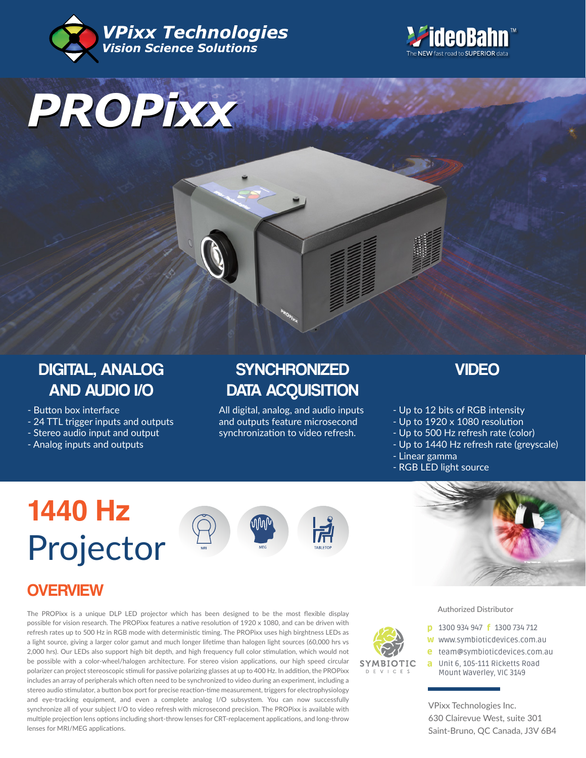VPixx Technologies
*Vision Science Solutions*

VideoBahn™
The NEW fast road to SUPERIOR data

# PROPixx

## DIGITAL, ANALOG AND AUDIO I/O

- Button box interface
- 24 TTL trigger inputs and outputs
- Stereo audio input and output
- Analog inputs and outputs

## SYNCHRONIZED DATA ACQUISITION

All digital, analog, and audio inputs and outputs feature microsecond synchronization to video refresh.

## VIDEO

- Up to 12 bits of RGB intensity
- Up to 1920 x 1080 resolution
- Up to 500 Hz refresh rate (color)
- Up to 1440 Hz refresh rate (greyscale)
- Linear gamma
- RGB LED light source

# 1440 Hz Projector

MRI MEG TABLETOP

## OVERVIEW

The PROPixx is a unique DLP LED projector which has been designed to be the most flexible display possible for vision research. The PROPixx features a native resolution of 1920 x 1080, and can be driven with refresh rates up to 500 Hz in RGB mode with deterministic timing. The PROPixx uses high birghtness LEDs as a light source, giving a larger color gamut and much longer lifetime than halogen light sources (60,000 hrs vs 2,000 hrs). Our LEDs also support high bit depth, and high frequency full color stimulation, which would not be possible with a color-wheel/halogen architecture. For stereo vision applications, our high speed circular polarizer can project stereoscopic stimuli for passive polarizing glasses at up to 400 Hz. In addition, the PROPixx includes an array of peripherals which often need to be synchronized to video during an experiment, including a stereo audio stimulator, a button box port for precise reaction-time measurement, triggers for electrophysiology and eye-tracking equipment, and even a complete analog I/O subsystem. You can now successfully synchronize all of your subject I/O to video refresh with microsecond precision. The PROPixx is available with multiple projection lens options including short-throw lenses for CRT-replacement applications, and long-throw lenses for MRI/MEG applications.

Authorized Distributor

SYMBIOTIC DEVICES

**p** 1300 934 947 **f** 1300 734 712
**w** www.symbioticdevices.com.au
**e** team@symbioticdevices.com.au
**a** Unit 6, 105-111 Ricketts Road
Mount Waverley, VIC 3149

VPixx Technologies Inc.
630 Clairevue West, suite 301
Saint-Bruno, QC Canada, J3V 6B4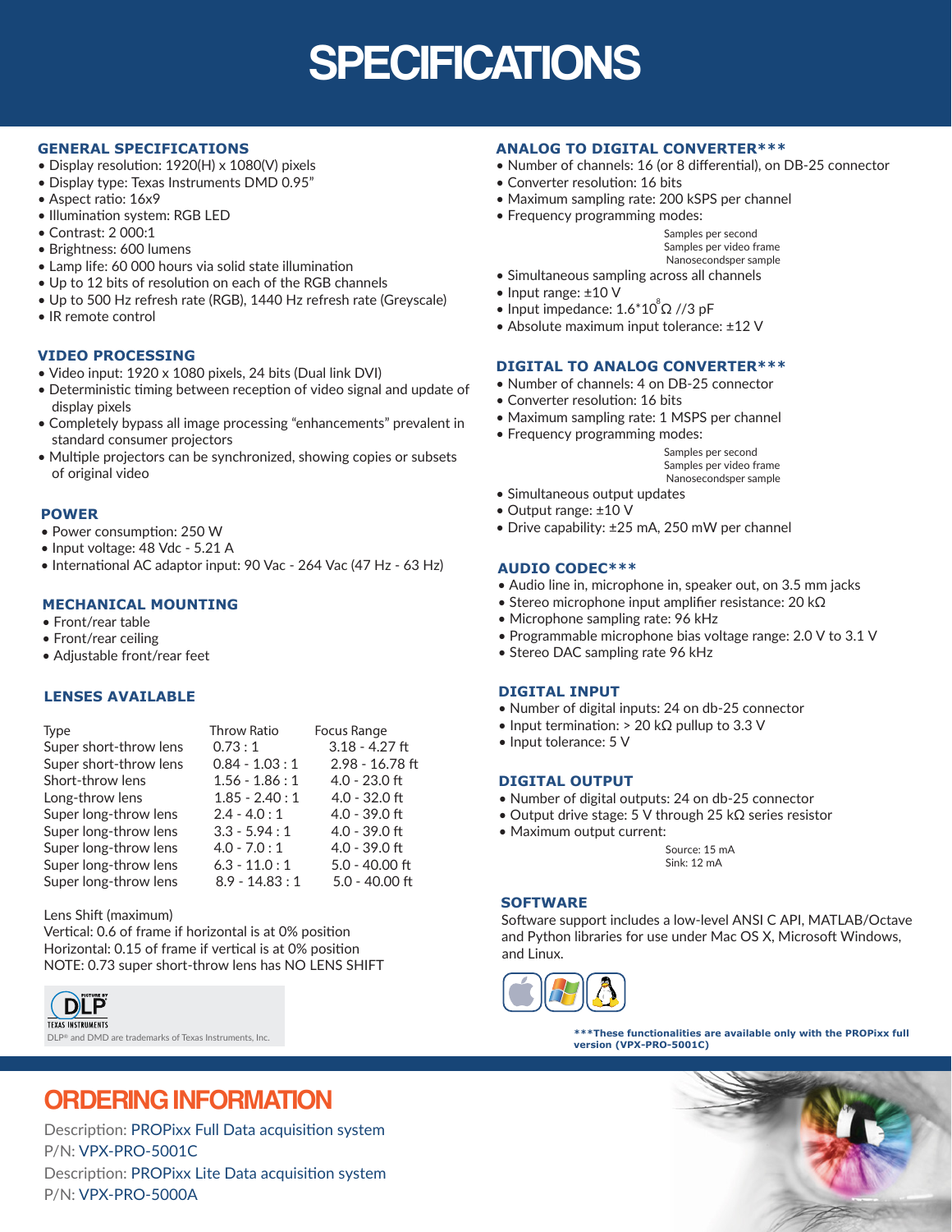# SPECIFICATIONS

## GENERAL SPECIFICATIONS

- Display resolution: 1920(H) x 1080(V) pixels
- Display type: Texas Instruments DMD 0.95"
- Aspect ratio: 16x9
- Illumination system: RGB LED
- Contrast: 2 000:1
- Brightness: 600 lumens
- Lamp life: 60 000 hours via solid state illumination
- Up to 12 bits of resolution on each of the RGB channels
- Up to 500 Hz refresh rate (RGB), 1440 Hz refresh rate (Greyscale)
- IR remote control

## VIDEO PROCESSING

- Video input: 1920 x 1080 pixels, 24 bits (Dual link DVI)
- Deterministic timing between reception of video signal and update of display pixels
- Completely bypass all image processing "enhancements" prevalent in standard consumer projectors
- Multiple projectors can be synchronized, showing copies or subsets of original video

## POWER

- Power consumption: 250 W
- Input voltage: 48 Vdc - 5.21 A
- International AC adaptor input: 90 Vac - 264 Vac (47 Hz - 63 Hz)

## MECHANICAL MOUNTING

- Front/rear table
- Front/rear ceiling
- Adjustable front/rear feet

## LENSES AVAILABLE

| Type | Throw Ratio | Focus Range |
|---|---|---|
| Super short-throw lens | 0.73 : 1 | 3.18 - 4.27 ft |
| Super short-throw lens | 0.84 - 1.03 : 1 | 2.98 - 16.78 ft |
| Short-throw lens | 1.56 - 1.86 : 1 | 4.0 - 23.0 ft |
| Long-throw lens | 1.85 - 2.40 : 1 | 4.0 - 32.0 ft |
| Super long-throw lens | 2.4 - 4.0 : 1 | 4.0 - 39.0 ft |
| Super long-throw lens | 3.3 - 5.94 : 1 | 4.0 - 39.0 ft |
| Super long-throw lens | 4.0 - 7.0 : 1 | 4.0 - 39.0 ft |
| Super long-throw lens | 6.3 - 11.0 : 1 | 5.0 - 40.00 ft |
| Super long-throw lens | 8.9 - 14.83 : 1 | 5.0 - 40.00 ft |

Lens Shift (maximum)
Vertical: 0.6 of frame if horizontal is at 0% position
Horizontal: 0.15 of frame if vertical is at 0% position
NOTE: 0.73 super short-throw lens has NO LENS SHIFT

DLP® and DMD are trademarks of Texas Instruments, Inc.

## ANALOG TO DIGITAL CONVERTER***

- Number of channels: 16 (or 8 differential), on DB-25 connector
- Converter resolution: 16 bits
- Maximum sampling rate: 200 kSPS per channel
- Frequency programming modes:
  - Samples per second
  - Samples per video frame
  - Nanosecondsper sample
- Simultaneous sampling across all channels
- Input range: ±10 V
- Input impedance: $1.6*10^8 \Omega$ //3 pF
- Absolute maximum input tolerance: ±12 V

## DIGITAL TO ANALOG CONVERTER***

- Number of channels: 4 on DB-25 connector
- Converter resolution: 16 bits
- Maximum sampling rate: 1 MSPS per channel
- Frequency programming modes:
  - Samples per second
  - Samples per video frame
  - Nanosecondsper sample
- Simultaneous output updates
- Output range: ±10 V
- Drive capability: ±25 mA, 250 mW per channel

## AUDIO CODEC***

- Audio line in, microphone in, speaker out, on 3.5 mm jacks
- Stereo microphone input amplifier resistance: 20 kΩ
- Microphone sampling rate: 96 kHz
- Programmable microphone bias voltage range: 2.0 V to 3.1 V
- Stereo DAC sampling rate 96 kHz

## DIGITAL INPUT

- Number of digital inputs: 24 on db-25 connector
- Input termination: > 20 kΩ pullup to 3.3 V
- Input tolerance: 5 V

## DIGITAL OUTPUT

- Number of digital outputs: 24 on db-25 connector
- Output drive stage: 5 V through 25 kΩ series resistor
- Maximum output current:
  - Source: 15 mA
  - Sink: 12 mA

## SOFTWARE

Software support includes a low-level ANSI C API, MATLAB/Octave and Python libraries for use under Mac OS X, Microsoft Windows, and Linux.

***These functionalities are available only with the PROPixx full version (VPX-PRO-5001C)

# ORDERING INFORMATION

Description: PROPixx Full Data acquisition system
P/N: VPX-PRO-5001C
Description: PROPixx Lite Data acquisition system
P/N: VPX-PRO-5000A